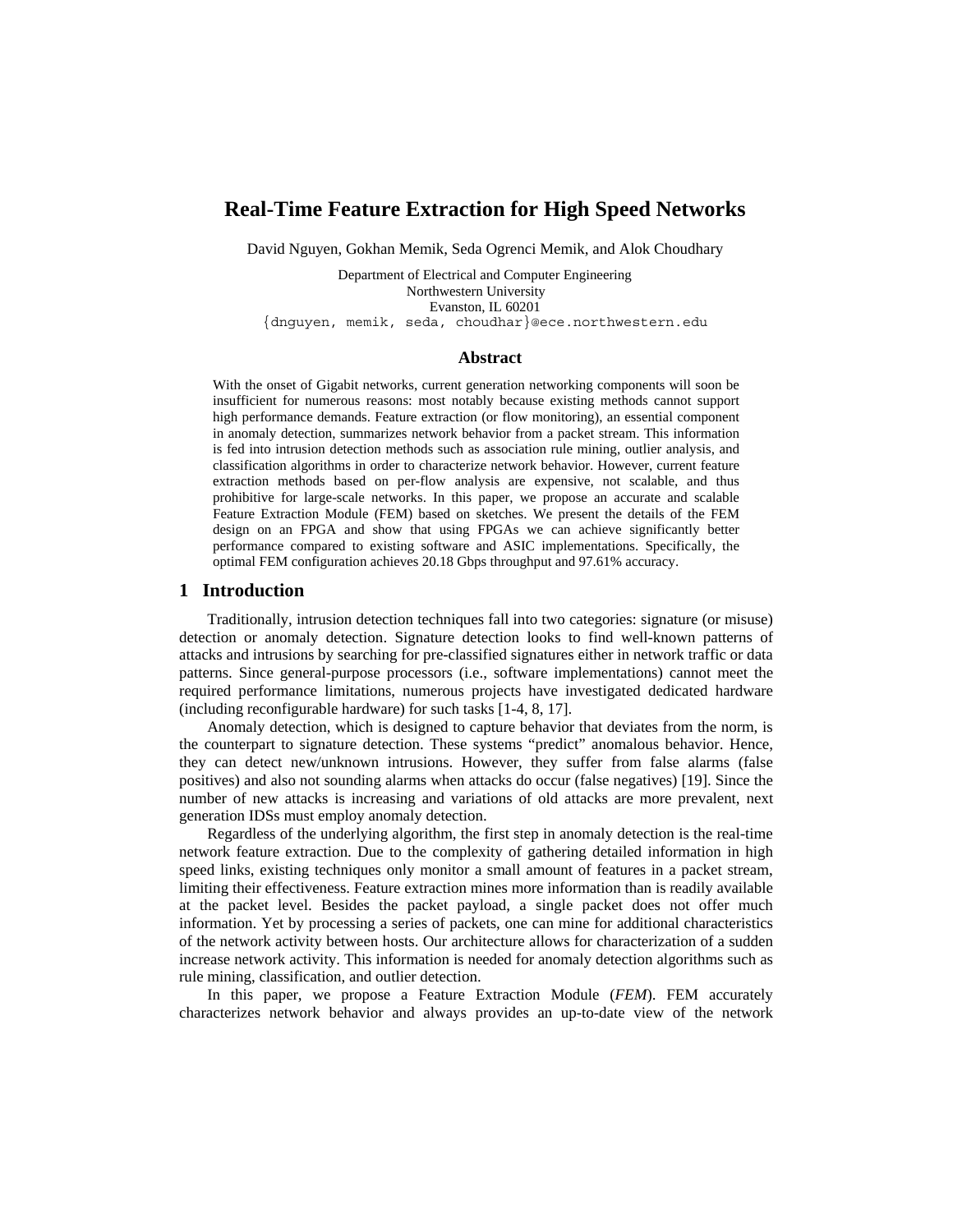# Real-Time Feature Extraction for High Speed Networks

David Nguyen, Gokhan Memik, Seda Ogrenci Memik, and Alok Choudhary

Department of Electrical and Computer Engineering
Northwestern University
Evanston, IL 60201
{dnguyen, memik, seda, choudhar}@ece.northwestern.edu

## Abstract

With the onset of Gigabit networks, current generation networking components will soon be insufficient for numerous reasons: most notably because existing methods cannot support high performance demands. Feature extraction (or flow monitoring), an essential component in anomaly detection, summarizes network behavior from a packet stream. This information is fed into intrusion detection methods such as association rule mining, outlier analysis, and classification algorithms in order to characterize network behavior. However, current feature extraction methods based on per-flow analysis are expensive, not scalable, and thus prohibitive for large-scale networks. In this paper, we propose an accurate and scalable Feature Extraction Module (FEM) based on sketches. We present the details of the FEM design on an FPGA and show that using FPGAs we can achieve significantly better performance compared to existing software and ASIC implementations. Specifically, the optimal FEM configuration achieves 20.18 Gbps throughput and 97.61% accuracy.

## 1 Introduction

Traditionally, intrusion detection techniques fall into two categories: signature (or misuse) detection or anomaly detection. Signature detection looks to find well-known patterns of attacks and intrusions by searching for pre-classified signatures either in network traffic or data patterns. Since general-purpose processors (i.e., software implementations) cannot meet the required performance limitations, numerous projects have investigated dedicated hardware (including reconfigurable hardware) for such tasks [1-4, 8, 17].

Anomaly detection, which is designed to capture behavior that deviates from the norm, is the counterpart to signature detection. These systems "predict" anomalous behavior. Hence, they can detect new/unknown intrusions. However, they suffer from false alarms (false positives) and also not sounding alarms when attacks do occur (false negatives) [19]. Since the number of new attacks is increasing and variations of old attacks are more prevalent, next generation IDSs must employ anomaly detection.

Regardless of the underlying algorithm, the first step in anomaly detection is the real-time network feature extraction. Due to the complexity of gathering detailed information in high speed links, existing techniques only monitor a small amount of features in a packet stream, limiting their effectiveness. Feature extraction mines more information than is readily available at the packet level. Besides the packet payload, a single packet does not offer much information. Yet by processing a series of packets, one can mine for additional characteristics of the network activity between hosts. Our architecture allows for characterization of a sudden increase network activity. This information is needed for anomaly detection algorithms such as rule mining, classification, and outlier detection.

In this paper, we propose a Feature Extraction Module (*FEM*). FEM accurately characterizes network behavior and always provides an up-to-date view of the network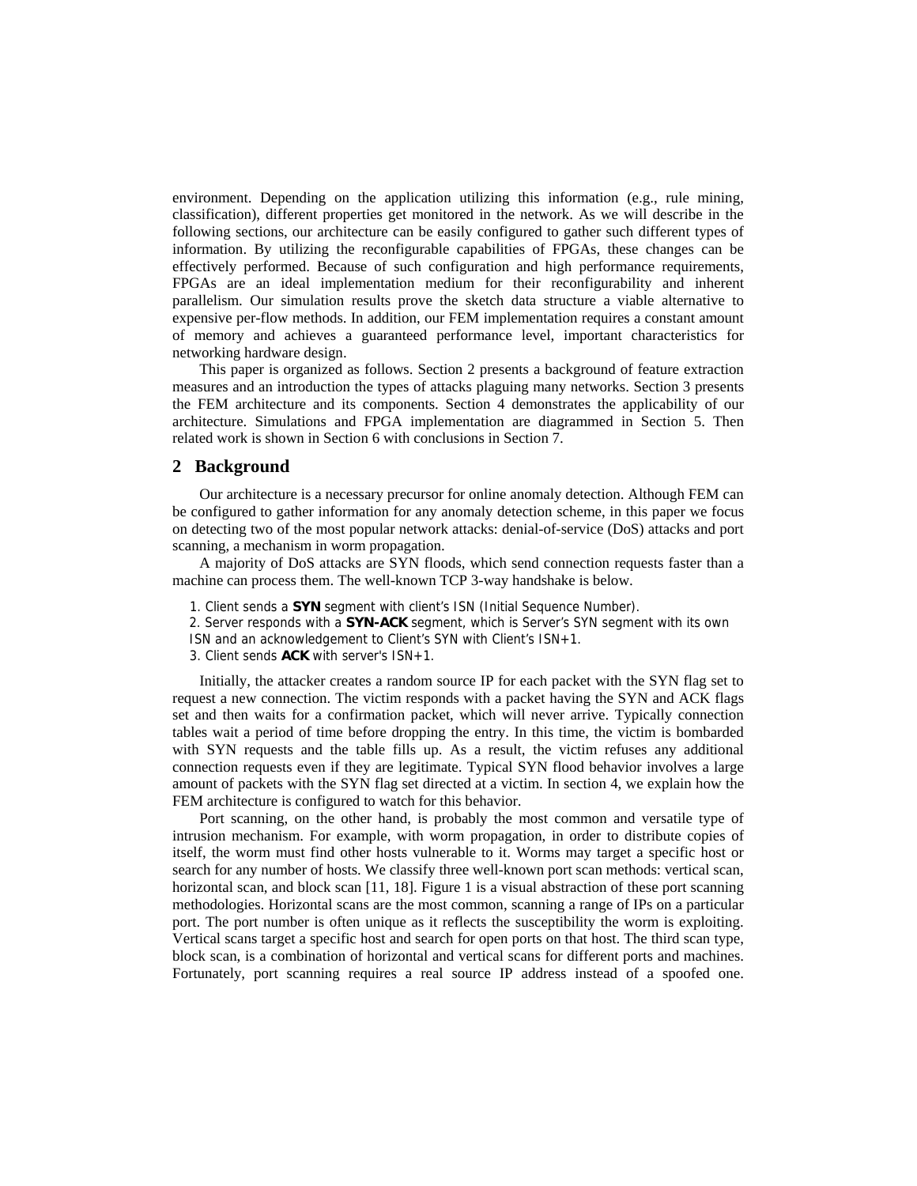environment. Depending on the application utilizing this information (e.g., rule mining, classification), different properties get monitored in the network. As we will describe in the following sections, our architecture can be easily configured to gather such different types of information. By utilizing the reconfigurable capabilities of FPGAs, these changes can be effectively performed. Because of such configuration and high performance requirements, FPGAs are an ideal implementation medium for their reconfigurability and inherent parallelism. Our simulation results prove the sketch data structure a viable alternative to expensive per-flow methods. In addition, our FEM implementation requires a constant amount of memory and achieves a guaranteed performance level, important characteristics for networking hardware design.

This paper is organized as follows. Section 2 presents a background of feature extraction measures and an introduction the types of attacks plaguing many networks. Section 3 presents the FEM architecture and its components. Section 4 demonstrates the applicability of our architecture. Simulations and FPGA implementation are diagrammed in Section 5. Then related work is shown in Section 6 with conclusions in Section 7.

## 2 Background

Our architecture is a necessary precursor for online anomaly detection. Although FEM can be configured to gather information for any anomaly detection scheme, in this paper we focus on detecting two of the most popular network attacks: denial-of-service (DoS) attacks and port scanning, a mechanism in worm propagation.

A majority of DoS attacks are SYN floods, which send connection requests faster than a machine can process them. The well-known TCP 3-way handshake is below.

1. Client sends a **SYN** segment with client's ISN (Initial Sequence Number).
2. Server responds with a **SYN-ACK** segment, which is Server's SYN segment with its own ISN and an acknowledgement to Client's SYN with Client's ISN+1.
3. Client sends **ACK** with server's ISN+1.

Initially, the attacker creates a random source IP for each packet with the SYN flag set to request a new connection. The victim responds with a packet having the SYN and ACK flags set and then waits for a confirmation packet, which will never arrive. Typically connection tables wait a period of time before dropping the entry. In this time, the victim is bombarded with SYN requests and the table fills up. As a result, the victim refuses any additional connection requests even if they are legitimate. Typical SYN flood behavior involves a large amount of packets with the SYN flag set directed at a victim. In section 4, we explain how the FEM architecture is configured to watch for this behavior.

Port scanning, on the other hand, is probably the most common and versatile type of intrusion mechanism. For example, with worm propagation, in order to distribute copies of itself, the worm must find other hosts vulnerable to it. Worms may target a specific host or search for any number of hosts. We classify three well-known port scan methods: vertical scan, horizontal scan, and block scan [11, 18]. Figure 1 is a visual abstraction of these port scanning methodologies. Horizontal scans are the most common, scanning a range of IPs on a particular port. The port number is often unique as it reflects the susceptibility the worm is exploiting. Vertical scans target a specific host and search for open ports on that host. The third scan type, block scan, is a combination of horizontal and vertical scans for different ports and machines. Fortunately, port scanning requires a real source IP address instead of a spoofed one.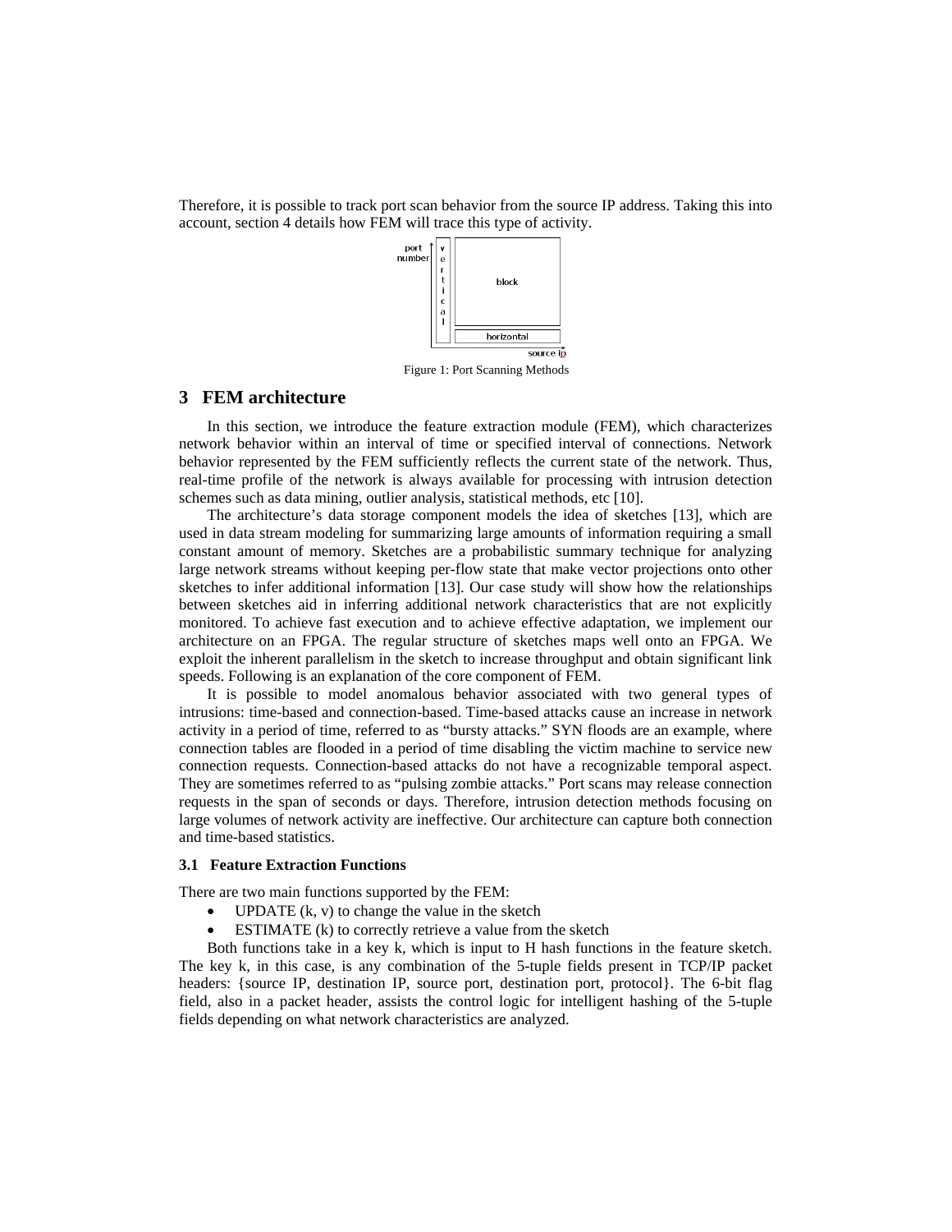Therefore, it is possible to track port scan behavior from the source IP address. Taking this into account, section 4 details how FEM will trace this type of activity.

Figure 1: Port Scanning Methods

## 3 FEM architecture

In this section, we introduce the feature extraction module (FEM), which characterizes network behavior within an interval of time or specified interval of connections. Network behavior represented by the FEM sufficiently reflects the current state of the network. Thus, real-time profile of the network is always available for processing with intrusion detection schemes such as data mining, outlier analysis, statistical methods, etc [10].

The architecture's data storage component models the idea of sketches [13], which are used in data stream modeling for summarizing large amounts of information requiring a small constant amount of memory. Sketches are a probabilistic summary technique for analyzing large network streams without keeping per-flow state that make vector projections onto other sketches to infer additional information [13]. Our case study will show how the relationships between sketches aid in inferring additional network characteristics that are not explicitly monitored. To achieve fast execution and to achieve effective adaptation, we implement our architecture on an FPGA. The regular structure of sketches maps well onto an FPGA. We exploit the inherent parallelism in the sketch to increase throughput and obtain significant link speeds. Following is an explanation of the core component of FEM.

It is possible to model anomalous behavior associated with two general types of intrusions: time-based and connection-based. Time-based attacks cause an increase in network activity in a period of time, referred to as "bursty attacks." SYN floods are an example, where connection tables are flooded in a period of time disabling the victim machine to service new connection requests. Connection-based attacks do not have a recognizable temporal aspect. They are sometimes referred to as "pulsing zombie attacks." Port scans may release connection requests in the span of seconds or days. Therefore, intrusion detection methods focusing on large volumes of network activity are ineffective. Our architecture can capture both connection and time-based statistics.

### 3.1 Feature Extraction Functions

There are two main functions supported by the FEM:

- UPDATE (k, v) to change the value in the sketch
- ESTIMATE (k) to correctly retrieve a value from the sketch

Both functions take in a key k, which is input to H hash functions in the feature sketch. The key k, in this case, is any combination of the 5-tuple fields present in TCP/IP packet headers: {source IP, destination IP, source port, destination port, protocol}. The 6-bit flag field, also in a packet header, assists the control logic for intelligent hashing of the 5-tuple fields depending on what network characteristics are analyzed.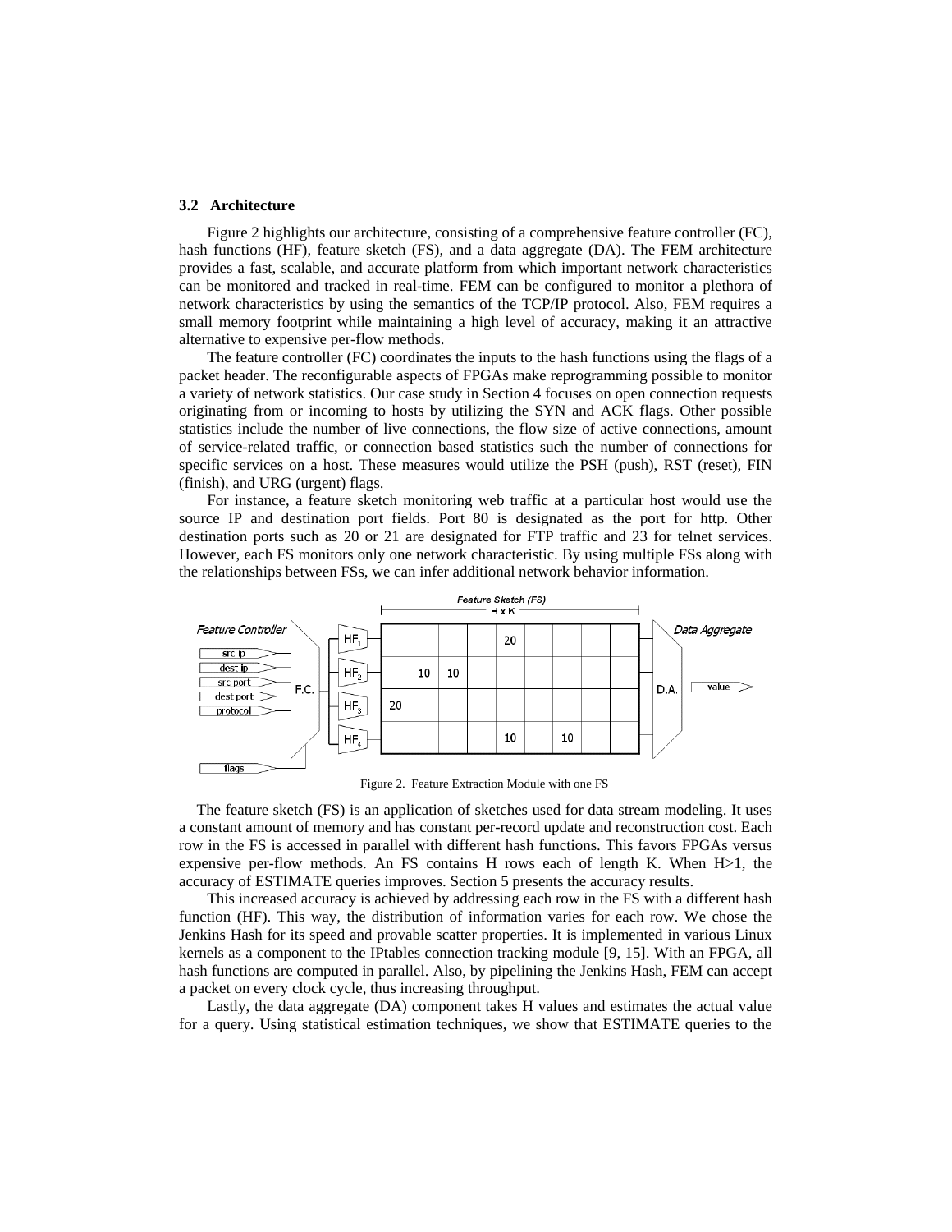### 3.2 Architecture

Figure 2 highlights our architecture, consisting of a comprehensive feature controller (FC), hash functions (HF), feature sketch (FS), and a data aggregate (DA). The FEM architecture provides a fast, scalable, and accurate platform from which important network characteristics can be monitored and tracked in real-time. FEM can be configured to monitor a plethora of network characteristics by using the semantics of the TCP/IP protocol. Also, FEM requires a small memory footprint while maintaining a high level of accuracy, making it an attractive alternative to expensive per-flow methods.

The feature controller (FC) coordinates the inputs to the hash functions using the flags of a packet header. The reconfigurable aspects of FPGAs make reprogramming possible to monitor a variety of network statistics. Our case study in Section 4 focuses on open connection requests originating from or incoming to hosts by utilizing the SYN and ACK flags. Other possible statistics include the number of live connections, the flow size of active connections, amount of service-related traffic, or connection based statistics such the number of connections for specific services on a host. These measures would utilize the PSH (push), RST (reset), FIN (finish), and URG (urgent) flags.

For instance, a feature sketch monitoring web traffic at a particular host would use the source IP and destination port fields. Port 80 is designated as the port for http. Other destination ports such as 20 or 21 are designated for FTP traffic and 23 for telnet services. However, each FS monitors only one network characteristic. By using multiple FSs along with the relationships between FSs, we can infer additional network behavior information.

Figure 2. Feature Extraction Module with one FS

The feature sketch (FS) is an application of sketches used for data stream modeling. It uses a constant amount of memory and has constant per-record update and reconstruction cost. Each row in the FS is accessed in parallel with different hash functions. This favors FPGAs versus expensive per-flow methods. An FS contains H rows each of length K. When H>1, the accuracy of ESTIMATE queries improves. Section 5 presents the accuracy results.

This increased accuracy is achieved by addressing each row in the FS with a different hash function (HF). This way, the distribution of information varies for each row. We chose the Jenkins Hash for its speed and provable scatter properties. It is implemented in various Linux kernels as a component to the IPtables connection tracking module [9, 15]. With an FPGA, all hash functions are computed in parallel. Also, by pipelining the Jenkins Hash, FEM can accept a packet on every clock cycle, thus increasing throughput.

Lastly, the data aggregate (DA) component takes H values and estimates the actual value for a query. Using statistical estimation techniques, we show that ESTIMATE queries to the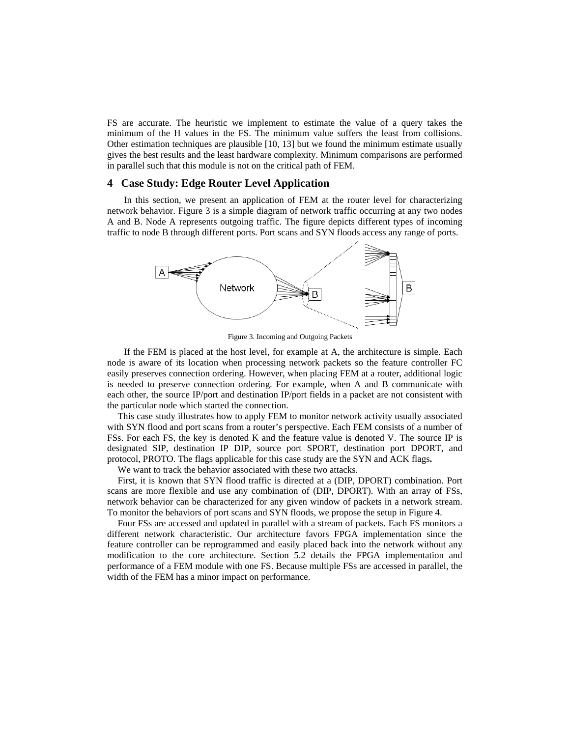FS are accurate. The heuristic we implement to estimate the value of a query takes the minimum of the H values in the FS. The minimum value suffers the least from collisions. Other estimation techniques are plausible [10, 13] but we found the minimum estimate usually gives the best results and the least hardware complexity. Minimum comparisons are performed in parallel such that this module is not on the critical path of FEM.

## 4 Case Study: Edge Router Level Application

In this section, we present an application of FEM at the router level for characterizing network behavior. Figure 3 is a simple diagram of network traffic occurring at any two nodes A and B. Node A represents outgoing traffic. The figure depicts different types of incoming traffic to node B through different ports. Port scans and SYN floods access any range of ports.

A

Network

B

B

Figure 3. Incoming and Outgoing Packets

If the FEM is placed at the host level, for example at A, the architecture is simple. Each node is aware of its location when processing network packets so the feature controller FC easily preserves connection ordering. However, when placing FEM at a router, additional logic is needed to preserve connection ordering. For example, when A and B communicate with each other, the source IP/port and destination IP/port fields in a packet are not consistent with the particular node which started the connection.

This case study illustrates how to apply FEM to monitor network activity usually associated with SYN flood and port scans from a router's perspective. Each FEM consists of a number of FSs. For each FS, the key is denoted K and the feature value is denoted V. The source IP is designated SIP, destination IP DIP, source port SPORT, destination port DPORT, and protocol, PROTO. The flags applicable for this case study are the SYN and ACK flags**.**

We want to track the behavior associated with these two attacks.

First, it is known that SYN flood traffic is directed at a (DIP, DPORT) combination. Port scans are more flexible and use any combination of (DIP, DPORT). With an array of FSs, network behavior can be characterized for any given window of packets in a network stream. To monitor the behaviors of port scans and SYN floods, we propose the setup in Figure 4.

Four FSs are accessed and updated in parallel with a stream of packets. Each FS monitors a different network characteristic. Our architecture favors FPGA implementation since the feature controller can be reprogrammed and easily placed back into the network without any modification to the core architecture. Section 5.2 details the FPGA implementation and performance of a FEM module with one FS. Because multiple FSs are accessed in parallel, the width of the FEM has a minor impact on performance.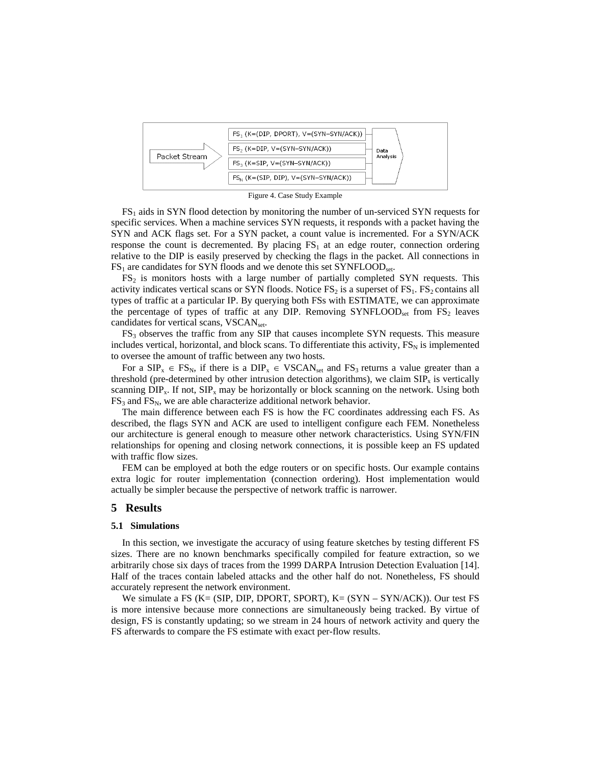| | | |
|---|---|---|
| Packet Stream | $FS_1$ (K=(DIP, DPORT), V=(SYN−SYN/ACK)) | Data Analysis |
| | $FS_2$ (K=DIP, V=(SYN−SYN/ACK)) | |
| | $FS_3$ (K=SIP, V=(SYN−SYN/ACK)) | |
| | $FS_N$ (K=(SIP, DIP), V=(SYN−SYN/ACK)) | |

Figure 4. Case Study Example

$FS_1$ aids in SYN flood detection by monitoring the number of un-serviced SYN requests for specific services. When a machine services SYN requests, it responds with a packet having the SYN and ACK flags set. For a SYN packet, a count value is incremented. For a SYN/ACK response the count is decremented. By placing $FS_1$ at an edge router, connection ordering relative to the DIP is easily preserved by checking the flags in the packet. All connections in $FS_1$ are candidates for SYN floods and we denote this set $SYNFLOOD_{set}$.

$FS_2$ is monitors hosts with a large number of partially completed SYN requests. This activity indicates vertical scans or SYN floods. Notice $FS_2$ is a superset of $FS_1$. $FS_2$ contains all types of traffic at a particular IP. By querying both FSs with ESTIMATE, we can approximate the percentage of types of traffic at any DIP. Removing $SYNFLOOD_{set}$ from $FS_2$ leaves candidates for vertical scans, $VSCAN_{set}$.

$FS_3$ observes the traffic from any SIP that causes incomplete SYN requests. This measure includes vertical, horizontal, and block scans. To differentiate this activity, $FS_N$ is implemented to oversee the amount of traffic between any two hosts.

For a $SIP_x \in FS_N$, if there is a $DIP_x \in VSCAN_{set}$ and $FS_3$ returns a value greater than a threshold (pre-determined by other intrusion detection algorithms), we claim $SIP_x$ is vertically scanning $DIP_x$. If not, $SIP_x$ may be horizontally or block scanning on the network. Using both $FS_3$ and $FS_N$, we are able characterize additional network behavior.

The main difference between each FS is how the FC coordinates addressing each FS. As described, the flags SYN and ACK are used to intelligent configure each FEM. Nonetheless our architecture is general enough to measure other network characteristics. Using SYN/FIN relationships for opening and closing network connections, it is possible keep an FS updated with traffic flow sizes.

FEM can be employed at both the edge routers or on specific hosts. Our example contains extra logic for router implementation (connection ordering). Host implementation would actually be simpler because the perspective of network traffic is narrower.

## 5 Results

### 5.1 Simulations

In this section, we investigate the accuracy of using feature sketches by testing different FS sizes. There are no known benchmarks specifically compiled for feature extraction, so we arbitrarily chose six days of traces from the 1999 DARPA Intrusion Detection Evaluation [14]. Half of the traces contain labeled attacks and the other half do not. Nonetheless, FS should accurately represent the network environment.

We simulate a FS (K= (SIP, DIP, DPORT, SPORT), K= (SYN – SYN/ACK)). Our test FS is more intensive because more connections are simultaneously being tracked. By virtue of design, FS is constantly updating; so we stream in 24 hours of network activity and query the FS afterwards to compare the FS estimate with exact per-flow results.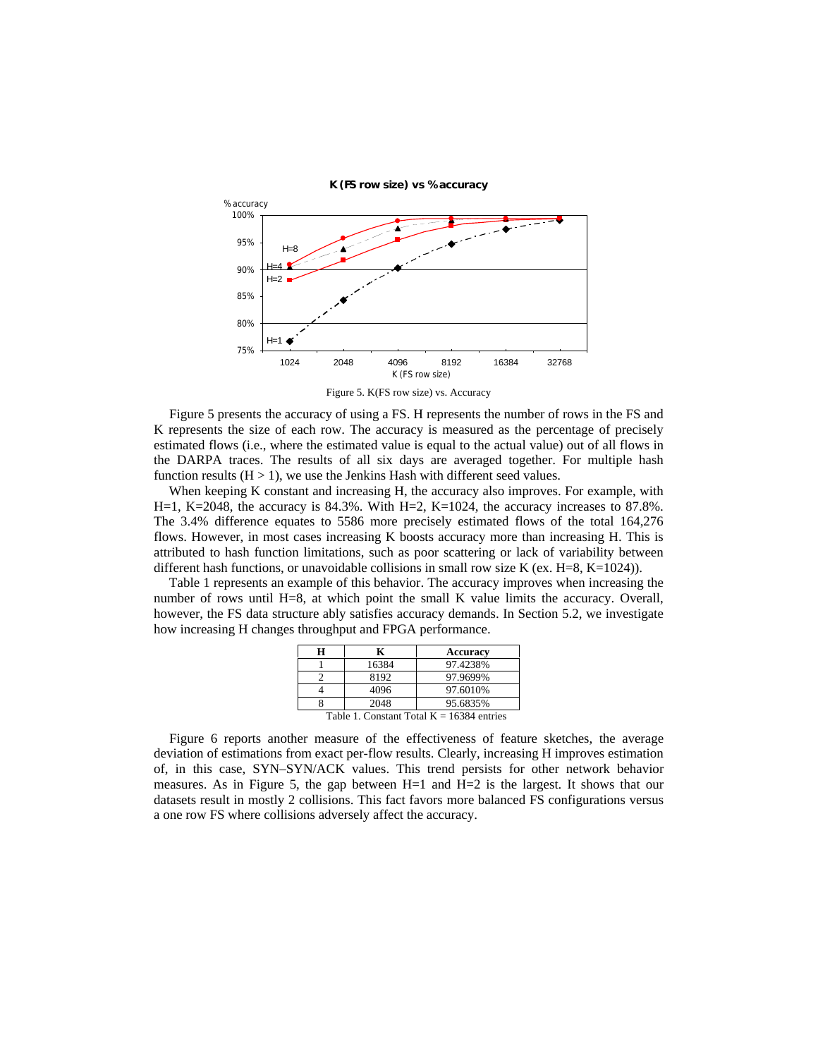Figure 5. K(FS row size) vs. Accuracy

Figure 5 presents the accuracy of using a FS. H represents the number of rows in the FS and K represents the size of each row. The accuracy is measured as the percentage of precisely estimated flows (i.e., where the estimated value is equal to the actual value) out of all flows in the DARPA traces. The results of all six days are averaged together. For multiple hash function results (H > 1), we use the Jenkins Hash with different seed values.

When keeping K constant and increasing H, the accuracy also improves. For example, with H=1, K=2048, the accuracy is 84.3%. With H=2, K=1024, the accuracy increases to 87.8%. The 3.4% difference equates to 5586 more precisely estimated flows of the total 164,276 flows. However, in most cases increasing K boosts accuracy more than increasing H. This is attributed to hash function limitations, such as poor scattering or lack of variability between different hash functions, or unavoidable collisions in small row size K (ex. H=8, K=1024)).

Table 1 represents an example of this behavior. The accuracy improves when increasing the number of rows until H=8, at which point the small K value limits the accuracy. Overall, however, the FS data structure ably satisfies accuracy demands. In Section 5.2, we investigate how increasing H changes throughput and FPGA performance.

| H | K | Accuracy |
|---|---|---|
| 1 | 16384 | 97.4238% |
| 2 | 8192 | 97.9699% |
| 4 | 4096 | 97.6010% |
| 8 | 2048 | 95.6835% |

Table 1. Constant Total K = 16384 entries

Figure 6 reports another measure of the effectiveness of feature sketches, the average deviation of estimations from exact per-flow results. Clearly, increasing H improves estimation of, in this case, SYN–SYN/ACK values. This trend persists for other network behavior measures. As in Figure 5, the gap between H=1 and H=2 is the largest. It shows that our datasets result in mostly 2 collisions. This fact favors more balanced FS configurations versus a one row FS where collisions adversely affect the accuracy.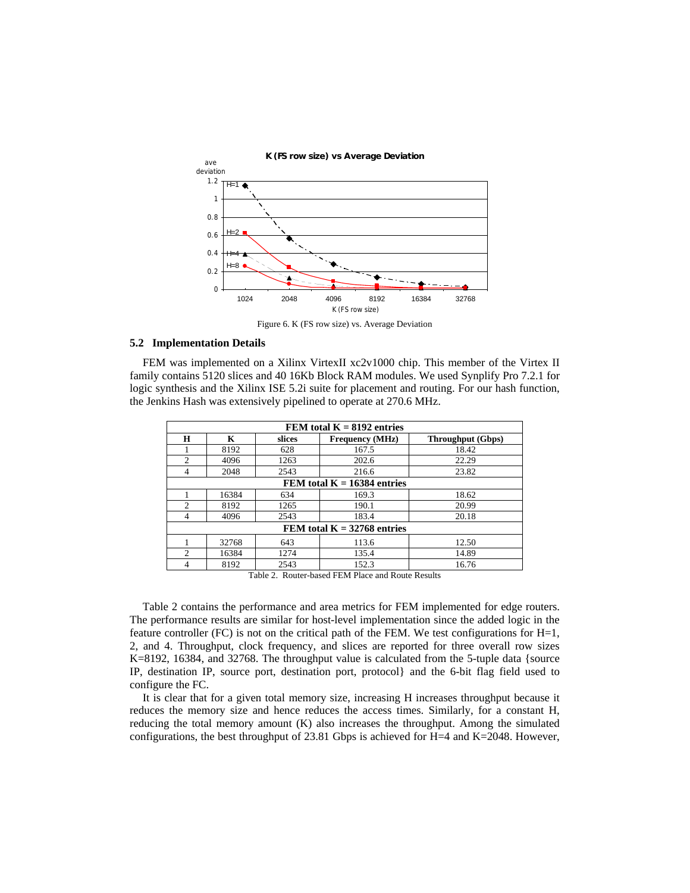Figure 6. K (FS row size) vs. Average Deviation

### 5.2 Implementation Details

FEM was implemented on a Xilinx VirtexII xc2v1000 chip. This member of the Virtex II family contains 5120 slices and 40 16Kb Block RAM modules. We used Synplify Pro 7.2.1 for logic synthesis and the Xilinx ISE 5.2i suite for placement and routing. For our hash function, the Jenkins Hash was extensively pipelined to operate at 270.6 MHz.

| H | K | slices | Frequency (MHz) | Throughput (Gbps) |
|---|---|---|---|---|
| **FEM total K = 8192 entries** | | | | |
| 1 | 8192 | 628 | 167.5 | 18.42 |
| 2 | 4096 | 1263 | 202.6 | 22.29 |
| 4 | 2048 | 2543 | 216.6 | 23.82 |
| **FEM total K = 16384 entries** | | | | |
| 1 | 16384 | 634 | 169.3 | 18.62 |
| 2 | 8192 | 1265 | 190.1 | 20.99 |
| 4 | 4096 | 2543 | 183.4 | 20.18 |
| **FEM total K = 32768 entries** | | | | |
| 1 | 32768 | 643 | 113.6 | 12.50 |
| 2 | 16384 | 1274 | 135.4 | 14.89 |
| 4 | 8192 | 2543 | 152.3 | 16.76 |

Table 2. Router-based FEM Place and Route Results

Table 2 contains the performance and area metrics for FEM implemented for edge routers. The performance results are similar for host-level implementation since the added logic in the feature controller (FC) is not on the critical path of the FEM. We test configurations for H=1, 2, and 4. Throughput, clock frequency, and slices are reported for three overall row sizes K=8192, 16384, and 32768. The throughput value is calculated from the 5-tuple data {source IP, destination IP, source port, destination port, protocol} and the 6-bit flag field used to configure the FC.

It is clear that for a given total memory size, increasing H increases throughput because it reduces the memory size and hence reduces the access times. Similarly, for a constant H, reducing the total memory amount (K) also increases the throughput. Among the simulated configurations, the best throughput of 23.81 Gbps is achieved for H=4 and K=2048. However,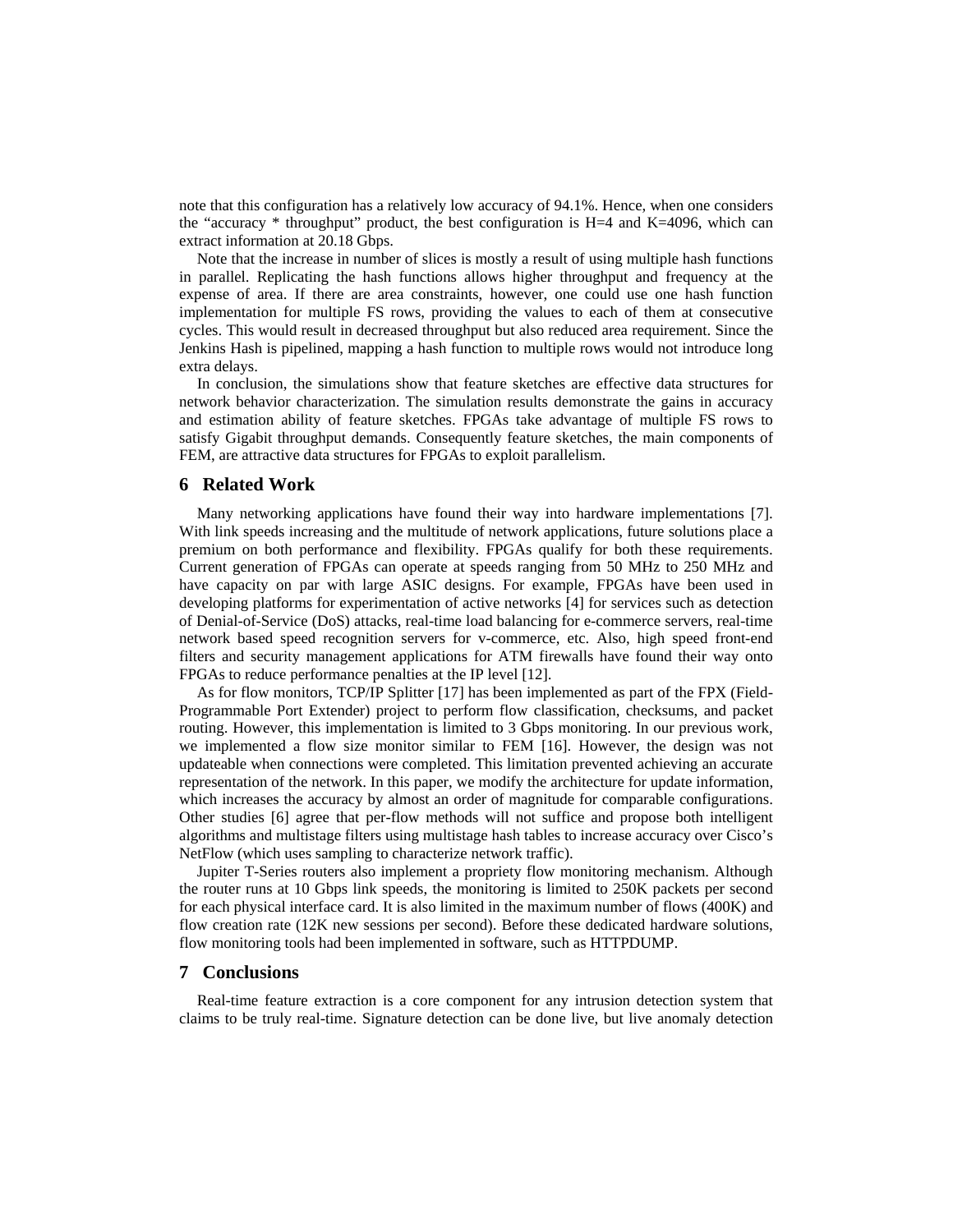note that this configuration has a relatively low accuracy of 94.1%. Hence, when one considers the "accuracy * throughput" product, the best configuration is H=4 and K=4096, which can extract information at 20.18 Gbps.

Note that the increase in number of slices is mostly a result of using multiple hash functions in parallel. Replicating the hash functions allows higher throughput and frequency at the expense of area. If there are area constraints, however, one could use one hash function implementation for multiple FS rows, providing the values to each of them at consecutive cycles. This would result in decreased throughput but also reduced area requirement. Since the Jenkins Hash is pipelined, mapping a hash function to multiple rows would not introduce long extra delays.

In conclusion, the simulations show that feature sketches are effective data structures for network behavior characterization. The simulation results demonstrate the gains in accuracy and estimation ability of feature sketches. FPGAs take advantage of multiple FS rows to satisfy Gigabit throughput demands. Consequently feature sketches, the main components of FEM, are attractive data structures for FPGAs to exploit parallelism.

## 6 Related Work

Many networking applications have found their way into hardware implementations [7]. With link speeds increasing and the multitude of network applications, future solutions place a premium on both performance and flexibility. FPGAs qualify for both these requirements. Current generation of FPGAs can operate at speeds ranging from 50 MHz to 250 MHz and have capacity on par with large ASIC designs. For example, FPGAs have been used in developing platforms for experimentation of active networks [4] for services such as detection of Denial-of-Service (DoS) attacks, real-time load balancing for e-commerce servers, real-time network based speed recognition servers for v-commerce, etc. Also, high speed front-end filters and security management applications for ATM firewalls have found their way onto FPGAs to reduce performance penalties at the IP level [12].

As for flow monitors, TCP/IP Splitter [17] has been implemented as part of the FPX (Field-Programmable Port Extender) project to perform flow classification, checksums, and packet routing. However, this implementation is limited to 3 Gbps monitoring. In our previous work, we implemented a flow size monitor similar to FEM [16]. However, the design was not updateable when connections were completed. This limitation prevented achieving an accurate representation of the network. In this paper, we modify the architecture for update information, which increases the accuracy by almost an order of magnitude for comparable configurations. Other studies [6] agree that per-flow methods will not suffice and propose both intelligent algorithms and multistage filters using multistage hash tables to increase accuracy over Cisco's NetFlow (which uses sampling to characterize network traffic).

Jupiter T-Series routers also implement a propriety flow monitoring mechanism. Although the router runs at 10 Gbps link speeds, the monitoring is limited to 250K packets per second for each physical interface card. It is also limited in the maximum number of flows (400K) and flow creation rate (12K new sessions per second). Before these dedicated hardware solutions, flow monitoring tools had been implemented in software, such as HTTPDUMP.

## 7 Conclusions

Real-time feature extraction is a core component for any intrusion detection system that claims to be truly real-time. Signature detection can be done live, but live anomaly detection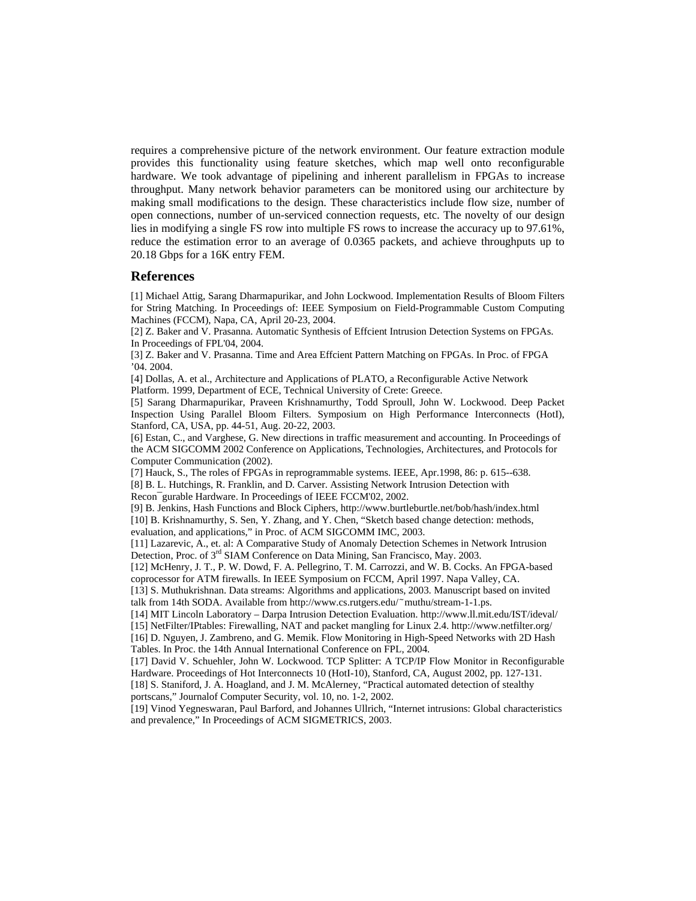requires a comprehensive picture of the network environment. Our feature extraction module provides this functionality using feature sketches, which map well onto reconfigurable hardware. We took advantage of pipelining and inherent parallelism in FPGAs to increase throughput. Many network behavior parameters can be monitored using our architecture by making small modifications to the design. These characteristics include flow size, number of open connections, number of un-serviced connection requests, etc. The novelty of our design lies in modifying a single FS row into multiple FS rows to increase the accuracy up to 97.61%, reduce the estimation error to an average of 0.0365 packets, and achieve throughputs up to 20.18 Gbps for a 16K entry FEM.

## References

[1] Michael Attig, Sarang Dharmapurikar, and John Lockwood. Implementation Results of Bloom Filters for String Matching. In Proceedings of: IEEE Symposium on Field-Programmable Custom Computing Machines (FCCM), Napa, CA, April 20-23, 2004.

[2] Z. Baker and V. Prasanna. Automatic Synthesis of Effcient Intrusion Detection Systems on FPGAs. In Proceedings of FPL'04, 2004.

[3] Z. Baker and V. Prasanna. Time and Area Effcient Pattern Matching on FPGAs. In Proc. of FPGA '04. 2004.

[4] Dollas, A. et al., Architecture and Applications of PLATO, a Reconfigurable Active Network Platform. 1999, Department of ECE, Technical University of Crete: Greece.

[5] Sarang Dharmapurikar, Praveen Krishnamurthy, Todd Sproull, John W. Lockwood. Deep Packet Inspection Using Parallel Bloom Filters. Symposium on High Performance Interconnects (HotI), Stanford, CA, USA, pp. 44-51, Aug. 20-22, 2003.

[6] Estan, C., and Varghese, G. New directions in traffic measurement and accounting. In Proceedings of the ACM SIGCOMM 2002 Conference on Applications, Technologies, Architectures, and Protocols for Computer Communication (2002).

[7] Hauck, S., The roles of FPGAs in reprogrammable systems. IEEE, Apr.1998, 86: p. 615--638.

[8] B. L. Hutchings, R. Franklin, and D. Carver. Assisting Network Intrusion Detection with Recon¯gurable Hardware. In Proceedings of IEEE FCCM'02, 2002.

[9] B. Jenkins, Hash Functions and Block Ciphers, http://www.burtleburtle.net/bob/hash/index.html

[10] B. Krishnamurthy, S. Sen, Y. Zhang, and Y. Chen, "Sketch based change detection: methods, evaluation, and applications," in Proc. of ACM SIGCOMM IMC, 2003.

[11] Lazarevic, A., et. al: A Comparative Study of Anomaly Detection Schemes in Network Intrusion Detection, Proc. of 3rd SIAM Conference on Data Mining, San Francisco, May. 2003.

[12] McHenry, J. T., P. W. Dowd, F. A. Pellegrino, T. M. Carrozzi, and W. B. Cocks. An FPGA-based coprocessor for ATM firewalls. In IEEE Symposium on FCCM, April 1997. Napa Valley, CA.

[13] S. Muthukrishnan. Data streams: Algorithms and applications, 2003. Manuscript based on invited talk from 14th SODA. Available from http://www.cs.rutgers.edu/~muthu/stream-1-1.ps.

[14] MIT Lincoln Laboratory – Darpa Intrusion Detection Evaluation. http://www.ll.mit.edu/IST/ideval/

[15] NetFilter/IPtables: Firewalling, NAT and packet mangling for Linux 2.4. http://www.netfilter.org/

[16] D. Nguyen, J. Zambreno, and G. Memik. Flow Monitoring in High-Speed Networks with 2D Hash Tables. In Proc. the 14th Annual International Conference on FPL, 2004.

[17] David V. Schuehler, John W. Lockwood. TCP Splitter: A TCP/IP Flow Monitor in Reconfigurable Hardware. Proceedings of Hot Interconnects 10 (HotI-10), Stanford, CA, August 2002, pp. 127-131.

[18] S. Staniford, J. A. Hoagland, and J. M. McAlerney, "Practical automated detection of stealthy portscans," Journalof Computer Security, vol. 10, no. 1-2, 2002.

[19] Vinod Yegneswaran, Paul Barford, and Johannes Ullrich, "Internet intrusions: Global characteristics and prevalence," In Proceedings of ACM SIGMETRICS, 2003.